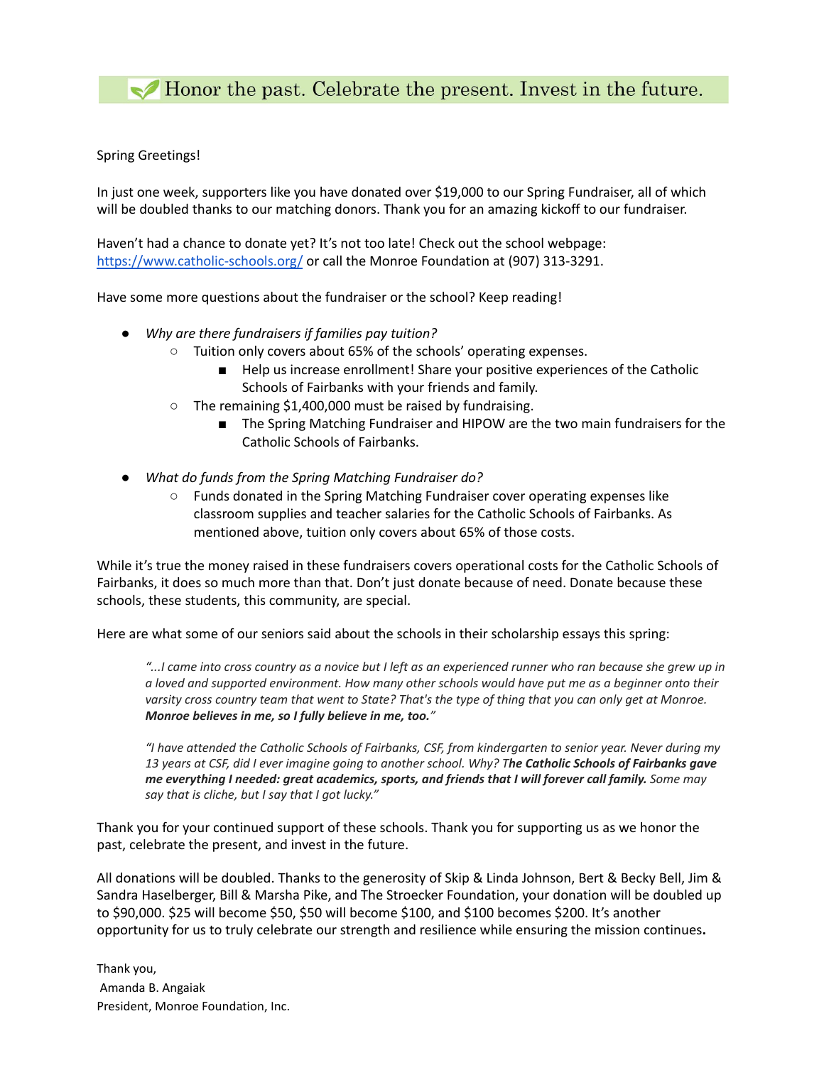# Honor the past. Celebrate the present. Invest in the future.

Spring Greetings!

In just one week, supporters like you have donated over $19,000 to our Spring Fundraiser, all of which will be doubled thanks to our matching donors. Thank you for an amazing kickoff to our fundraiser.

Haven't had a chance to donate yet? It's not too late! Check out the school webpage: [https://www.catholic-schools.org/](https://www.catholic-schools.org/) or call the Monroe Foundation at (907) 313-3291.

Have some more questions about the fundraiser or the school? Keep reading!

- *Why are there fundraisers if families pay tuition?*
  - Tuition only covers about 65% of the schools' operating expenses.
    - Help us increase enrollment! Share your positive experiences of the Catholic Schools of Fairbanks with your friends and family.
  - The remaining $1,400,000 must be raised by fundraising.
    - The Spring Matching Fundraiser and HIPOW are the two main fundraisers for the Catholic Schools of Fairbanks.

- *What do funds from the Spring Matching Fundraiser do?*
  - Funds donated in the Spring Matching Fundraiser cover operating expenses like classroom supplies and teacher salaries for the Catholic Schools of Fairbanks. As mentioned above, tuition only covers about 65% of those costs.

While it's true the money raised in these fundraisers covers operational costs for the Catholic Schools of Fairbanks, it does so much more than that. Don't just donate because of need. Donate because these schools, these students, this community, are special.

Here are what some of our seniors said about the schools in their scholarship essays this spring:

> *"...I came into cross country as a novice but I left as an experienced runner who ran because she grew up in a loved and supported environment. How many other schools would have put me as a beginner onto their varsity cross country team that went to State? That's the type of thing that you can only get at Monroe.* ***Monroe believes in me, so I fully believe in me, too.****"*

> *"I have attended the Catholic Schools of Fairbanks, CSF, from kindergarten to senior year. Never during my 13 years at CSF, did I ever imagine going to another school. Why? T**he Catholic Schools of Fairbanks gave me everything I needed: great academics, sports, and friends that I will forever call family.** Some may say that is cliche, but I say that I got lucky."*

Thank you for your continued support of these schools. Thank you for supporting us as we honor the past, celebrate the present, and invest in the future.

All donations will be doubled. Thanks to the generosity of Skip & Linda Johnson, Bert & Becky Bell, Jim & Sandra Haselberger, Bill & Marsha Pike, and The Stroecker Foundation, your donation will be doubled up to $90,000. $25 will become $50, $50 will become $100, and $100 becomes $200. It's another opportunity for us to truly celebrate our strength and resilience while ensuring the mission continues**.**

Thank you,
Amanda B. Angaiak
President, Monroe Foundation, Inc.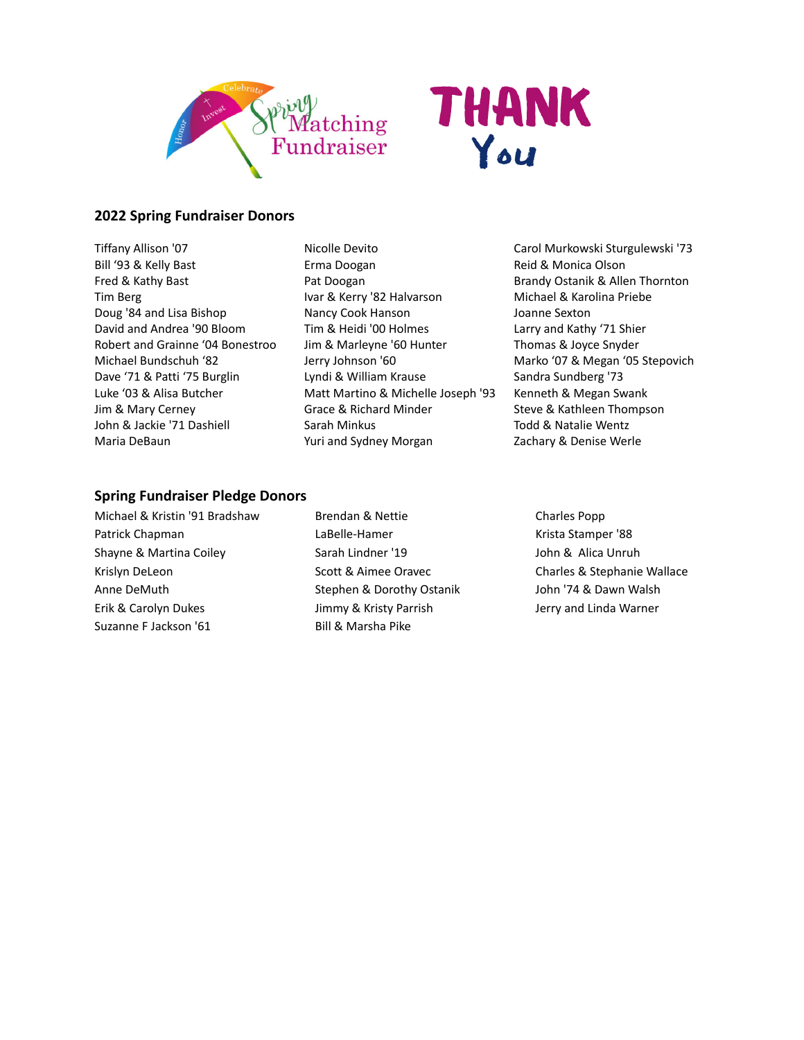Spring Matching Fundraiser

THANK You

## 2022 Spring Fundraiser Donors

Tiffany Allison '07
Bill '93 & Kelly Bast
Fred & Kathy Bast
Tim Berg
Doug '84 and Lisa Bishop
David and Andrea '90 Bloom
Robert and Grainne '04 Bonestroo
Michael Bundschuh '82
Dave '71 & Patti '75 Burglin
Luke '03 & Alisa Butcher
Jim & Mary Cerney
John & Jackie '71 Dashiell
Maria DeBaun
Nicolle Devito
Erma Doogan
Pat Doogan
Ivar & Kerry '82 Halvarson
Nancy Cook Hanson
Tim & Heidi '00 Holmes
Jim & Marleyne '60 Hunter
Jerry Johnson '60
Lyndi & William Krause
Matt Martino & Michelle Joseph '93
Grace & Richard Minder
Sarah Minkus
Yuri and Sydney Morgan
Carol Murkowski Sturgulewski '73
Reid & Monica Olson
Brandy Ostanik & Allen Thornton
Michael & Karolina Priebe
Joanne Sexton
Larry and Kathy '71 Shier
Thomas & Joyce Snyder
Marko '07 & Megan '05 Stepovich
Sandra Sundberg '73
Kenneth & Megan Swank
Steve & Kathleen Thompson
Todd & Natalie Wentz
Zachary & Denise Werle

## Spring Fundraiser Pledge Donors

Michael & Kristin '91 Bradshaw
Patrick Chapman
Shayne & Martina Coiley
Krislyn DeLeon
Anne DeMuth
Erik & Carolyn Dukes
Suzanne F Jackson '61
Brendan & Nettie
LaBelle-Hamer
Sarah Lindner '19
Scott & Aimee Oravec
Stephen & Dorothy Ostanik
Jimmy & Kristy Parrish
Bill & Marsha Pike
Charles Popp
Krista Stamper '88
John & Alica Unruh
Charles & Stephanie Wallace
John '74 & Dawn Walsh
Jerry and Linda Warner